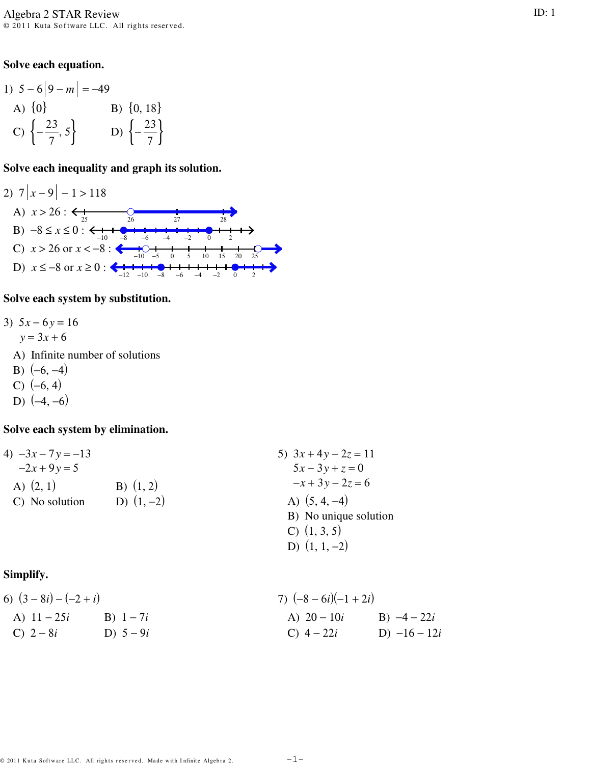# Algebra 2 STAR Review

© 2011 Kuta Software LLC. All rights reserved.

ID: 1

## Solve each equation.

1) $5 - 6|9 - m| = -49$

A) $\{0\}$
B) $\{0, 18\}$
C) $\left\{-\frac{23}{7}, 5\right\}$
D) $\left\{-\frac{23}{7}\right\}$

## Solve each inequality and graph its solution.

2) $7|x - 9| - 1 > 118$

A) $x > 26$ :
B) $-8 \le x \le 0$ :
C) $x > 26$ or $x < -8$ :
D) $x \le -8$ or $x \ge 0$ :

## Solve each system by substitution.

3) $5x - 6y = 16$
$y = 3x + 6$

A) Infinite number of solutions
B) $(-6, -4)$
C) $(-6, 4)$
D) $(-4, -6)$

## Solve each system by elimination.

4) $-3x - 7y = -13$
$-2x + 9y = 5$

A) $(2, 1)$
B) $(1, 2)$
C) No solution
D) $(1, -2)$

5) $3x + 4y - 2z = 11$
$5x - 3y + z = 0$
$-x + 3y - 2z = 6$

A) $(5, 4, -4)$
B) No unique solution
C) $(1, 3, 5)$
D) $(1, 1, -2)$

## Simplify.

6) $(3 - 8i) - (-2 + i)$

A) $11 - 25i$
B) $1 - 7i$
C) $2 - 8i$
D) $5 - 9i$

7) $(-8 - 6i)(-1 + 2i)$

A) $20 - 10i$
B) $-4 - 22i$
C) $4 - 22i$
D) $-16 - 12i$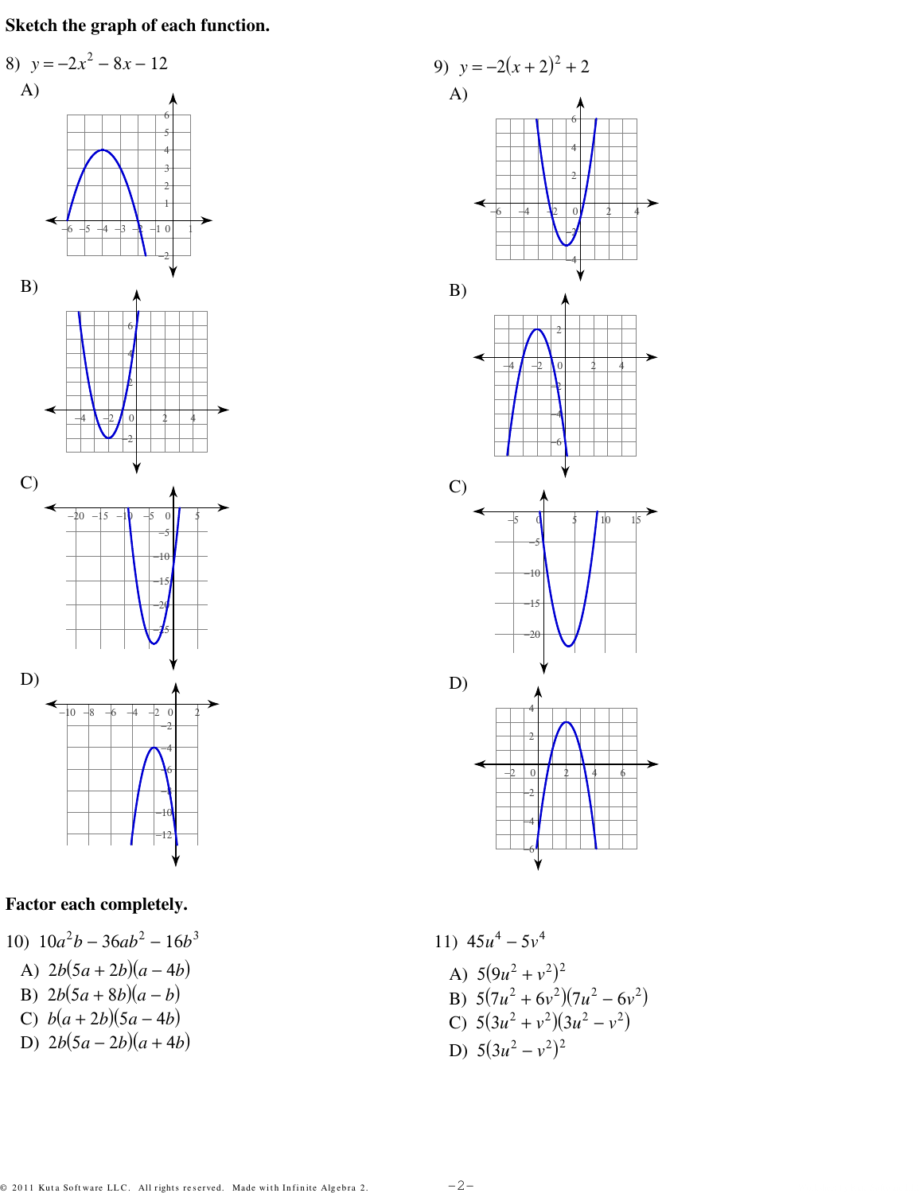**Sketch the graph of each function.**

8) $y = -2x^2 - 8x - 12$

A)

B)

C)

D)

9) $y = -2(x + 2)^2 + 2$

A)

B)

C)

D)

**Factor each completely.**

10) $10a^2b - 36ab^2 - 16b^3$

A) $2b(5a + 2b)(a - 4b)$

B) $2b(5a + 8b)(a - b)$

C) $b(a + 2b)(5a - 4b)$

D) $2b(5a - 2b)(a + 4b)$

11) $45u^4 - 5v^4$

A) $5(9u^2 + v^2)^2$

B) $5(7u^2 + 6v^2)(7u^2 - 6v^2)$

C) $5(3u^2 + v^2)(3u^2 - v^2)$

D) $5(3u^2 - v^2)^2$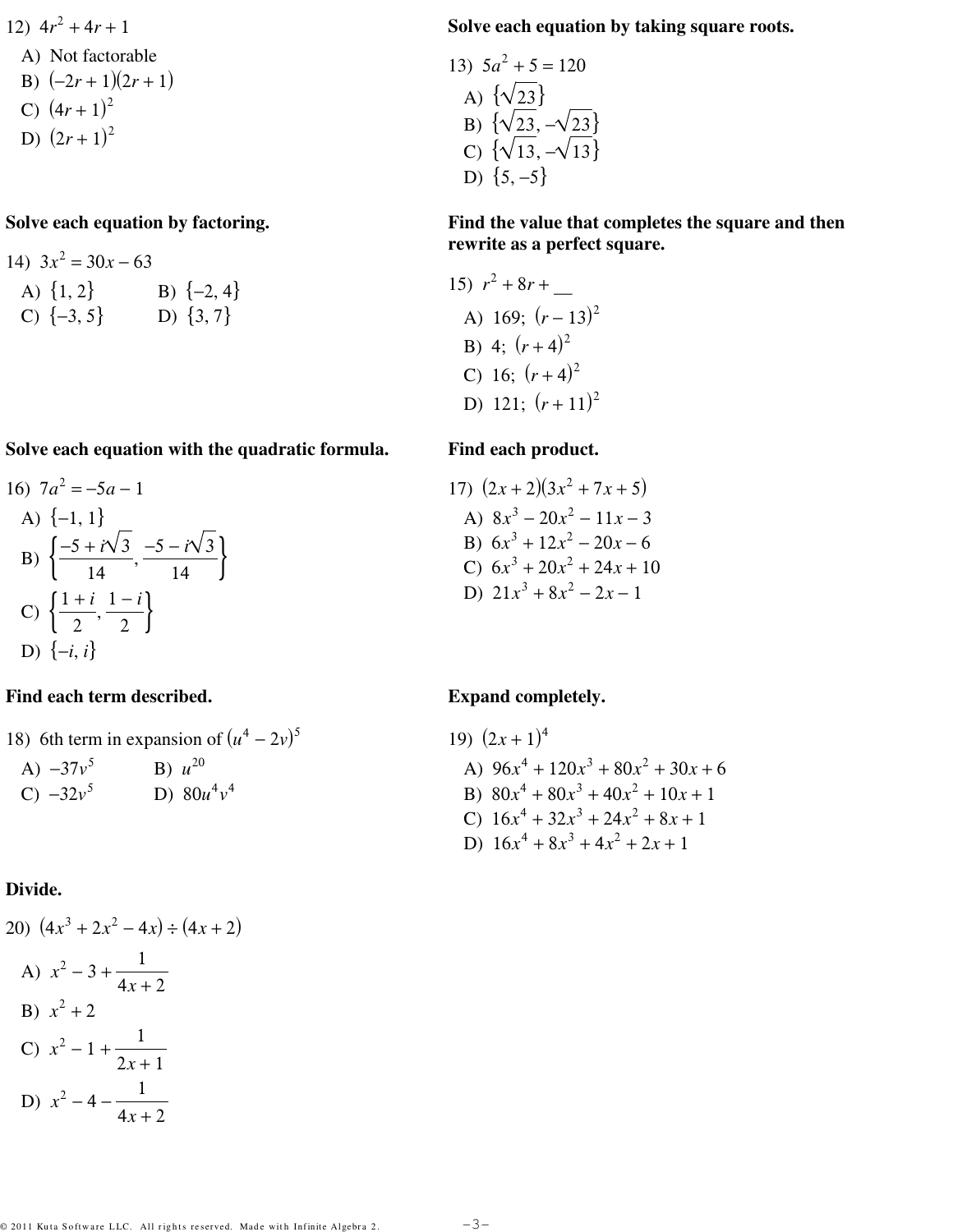12) $4r^2 + 4r + 1$

A) Not factorable
B) $(-2r + 1)(2r + 1)$
C) $(4r + 1)^2$
D) $(2r + 1)^2$

**Solve each equation by taking square roots.**

13) $5a^2 + 5 = 120$

A) $\{\sqrt{23}\}$
B) $\{\sqrt{23}, -\sqrt{23}\}$
C) $\{\sqrt{13}, -\sqrt{13}\}$
D) $\{5, -5\}$

**Solve each equation by factoring.**

14) $3x^2 = 30x - 63$

A) $\{1, 2\}$
B) $\{-2, 4\}$
C) $\{-3, 5\}$
D) $\{3, 7\}$

**Find the value that completes the square and then rewrite as a perfect square.**

15) $r^2 + 8r + \_\_$

A) 169; $(r - 13)^2$
B) 4; $(r + 4)^2$
C) 16; $(r + 4)^2$
D) 121; $(r + 11)^2$

**Solve each equation with the quadratic formula.**

16) $7a^2 = -5a - 1$

A) $\{-1, 1\}$
B) $\left\{\frac{-5 + i\sqrt{3}}{14}, \frac{-5 - i\sqrt{3}}{14}\right\}$
C) $\left\{\frac{1 + i}{2}, \frac{1 - i}{2}\right\}$
D) $\{-i, i\}$

**Find each product.**

17) $(2x + 2)(3x^2 + 7x + 5)$

A) $8x^3 - 20x^2 - 11x - 3$
B) $6x^3 + 12x^2 - 20x - 6$
C) $6x^3 + 20x^2 + 24x + 10$
D) $21x^3 + 8x^2 - 2x - 1$

**Find each term described.**

18) 6th term in expansion of $(u^4 - 2v)^5$

A) $-37v^5$
B) $u^{20}$
C) $-32v^5$
D) $80u^4v^4$

**Expand completely.**

19) $(2x + 1)^4$

A) $96x^4 + 120x^3 + 80x^2 + 30x + 6$
B) $80x^4 + 80x^3 + 40x^2 + 10x + 1$
C) $16x^4 + 32x^3 + 24x^2 + 8x + 1$
D) $16x^4 + 8x^3 + 4x^2 + 2x + 1$

**Divide.**

20) $(4x^3 + 2x^2 - 4x) \div (4x + 2)$

A) $x^2 - 3 + \frac{1}{4x + 2}$
B) $x^2 + 2$
C) $x^2 - 1 + \frac{1}{2x + 1}$
D) $x^2 - 4 - \frac{1}{4x + 2}$

© 2011 Kuta Software LLC. All rights reserved. Made with Infinite Algebra 2.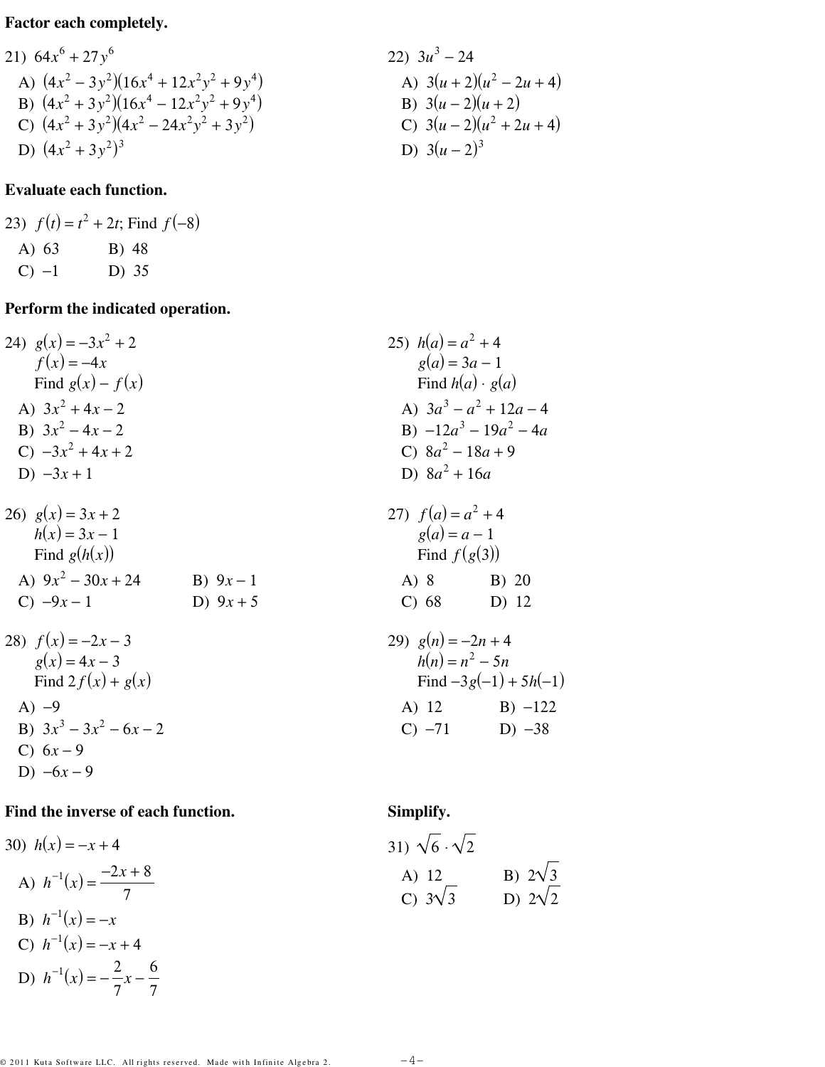**Factor each completely.**

21) $64x^6 + 27y^6$

A) $(4x^2 - 3y^2)(16x^4 + 12x^2y^2 + 9y^4)$
B) $(4x^2 + 3y^2)(16x^4 - 12x^2y^2 + 9y^4)$
C) $(4x^2 + 3y^2)(4x^2 - 24x^2y^2 + 3y^2)$
D) $(4x^2 + 3y^2)^3$

22) $3u^3 - 24$

A) $3(u + 2)(u^2 - 2u + 4)$
B) $3(u - 2)(u + 2)$
C) $3(u - 2)(u^2 + 2u + 4)$
D) $3(u - 2)^3$

**Evaluate each function.**

23) $f(t) = t^2 + 2t$; Find $f(-8)$

A) 63
B) 48
C) $-1$
D) 35

**Perform the indicated operation.**

24) $g(x) = -3x^2 + 2$
$f(x) = -4x$
Find $g(x) - f(x)$

A) $3x^2 + 4x - 2$
B) $3x^2 - 4x - 2$
C) $-3x^2 + 4x + 2$
D) $-3x + 1$

25) $h(a) = a^2 + 4$
$g(a) = 3a - 1$
Find $h(a) \cdot g(a)$

A) $3a^3 - a^2 + 12a - 4$
B) $-12a^3 - 19a^2 - 4a$
C) $8a^2 - 18a + 9$
D) $8a^2 + 16a$

26) $g(x) = 3x + 2$
$h(x) = 3x - 1$
Find $g(h(x))$

A) $9x^2 - 30x + 24$
B) $9x - 1$
C) $-9x - 1$
D) $9x + 5$

27) $f(a) = a^2 + 4$
$g(a) = a - 1$
Find $f(g(3))$

A) 8
B) 20
C) 68
D) 12

28) $f(x) = -2x - 3$
$g(x) = 4x - 3$
Find $2f(x) + g(x)$

A) $-9$
B) $3x^3 - 3x^2 - 6x - 2$
C) $6x - 9$
D) $-6x - 9$

29) $g(n) = -2n + 4$
$h(n) = n^2 - 5n$
Find $-3g(-1) + 5h(-1)$

A) 12
B) $-122$
C) $-71$
D) $-38$

**Find the inverse of each function.**

30) $h(x) = -x + 4$

A) $h^{-1}(x) = \dfrac{-2x + 8}{7}$
B) $h^{-1}(x) = -x$
C) $h^{-1}(x) = -x + 4$
D) $h^{-1}(x) = -\dfrac{2}{7}x - \dfrac{6}{7}$

**Simplify.**

31) $\sqrt{6} \cdot \sqrt{2}$

A) 12
B) $2\sqrt{3}$
C) $3\sqrt{3}$
D) $2\sqrt{2}$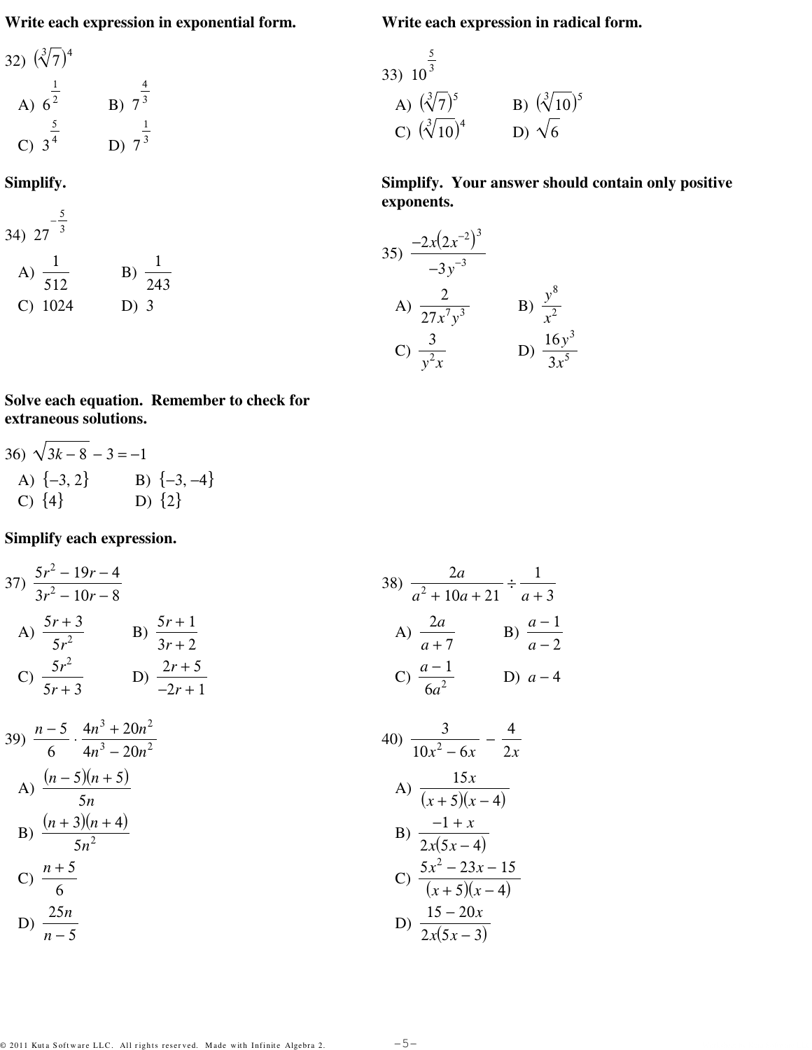**Write each expression in exponential form.**

32) $\left(\sqrt[3]{7}\right)^4$

A) $6^{\frac{1}{2}}$ B) $7^{\frac{4}{3}}$

C) $3^{\frac{5}{4}}$ D) $7^{\frac{1}{3}}$

**Write each expression in radical form.**

33) $10^{\frac{5}{3}}$

A) $\left(\sqrt[3]{7}\right)^5$ B) $\left(\sqrt[3]{10}\right)^5$

C) $\left(\sqrt[3]{10}\right)^4$ D) $\sqrt{6}$

**Simplify.**

34) $27^{-\frac{5}{3}}$

A) $\frac{1}{512}$ B) $\frac{1}{243}$

C) $1024$ D) $3$

**Simplify. Your answer should contain only positive exponents.**

35) $\frac{-2x\left(2x^{-2}\right)^3}{-3y^{-3}}$

A) $\frac{2}{27x^7y^3}$ B) $\frac{y^8}{x^2}$

C) $\frac{3}{y^2x}$ D) $\frac{16y^3}{3x^5}$

**Solve each equation. Remember to check for extraneous solutions.**

36) $\sqrt{3k-8} - 3 = -1$

A) $\{-3, 2\}$ B) $\{-3, -4\}$

C) $\{4\}$ D) $\{2\}$

**Simplify each expression.**

37) $\frac{5r^2 - 19r - 4}{3r^2 - 10r - 8}$

A) $\frac{5r+3}{5r^2}$ B) $\frac{5r+1}{3r+2}$

C) $\frac{5r^2}{5r+3}$ D) $\frac{2r+5}{-2r+1}$

38) $\frac{2a}{a^2 + 10a + 21} \div \frac{1}{a+3}$

A) $\frac{2a}{a+7}$ B) $\frac{a-1}{a-2}$

C) $\frac{a-1}{6a^2}$ D) $a-4$

39) $\frac{n-5}{6} \cdot \frac{4n^3 + 20n^2}{4n^3 - 20n^2}$

A) $\frac{(n-5)(n+5)}{5n}$

B) $\frac{(n+3)(n+4)}{5n^2}$

C) $\frac{n+5}{6}$

D) $\frac{25n}{n-5}$

40) $\frac{3}{10x^2 - 6x} - \frac{4}{2x}$

A) $\frac{15x}{(x+5)(x-4)}$

B) $\frac{-1+x}{2x(5x-4)}$

C) $\frac{5x^2 - 23x - 15}{(x+5)(x-4)}$

D) $\frac{15-20x}{2x(5x-3)}$

© 2011 Kuta Software LLC. All rights reserved. Made with Infinite Algebra 2.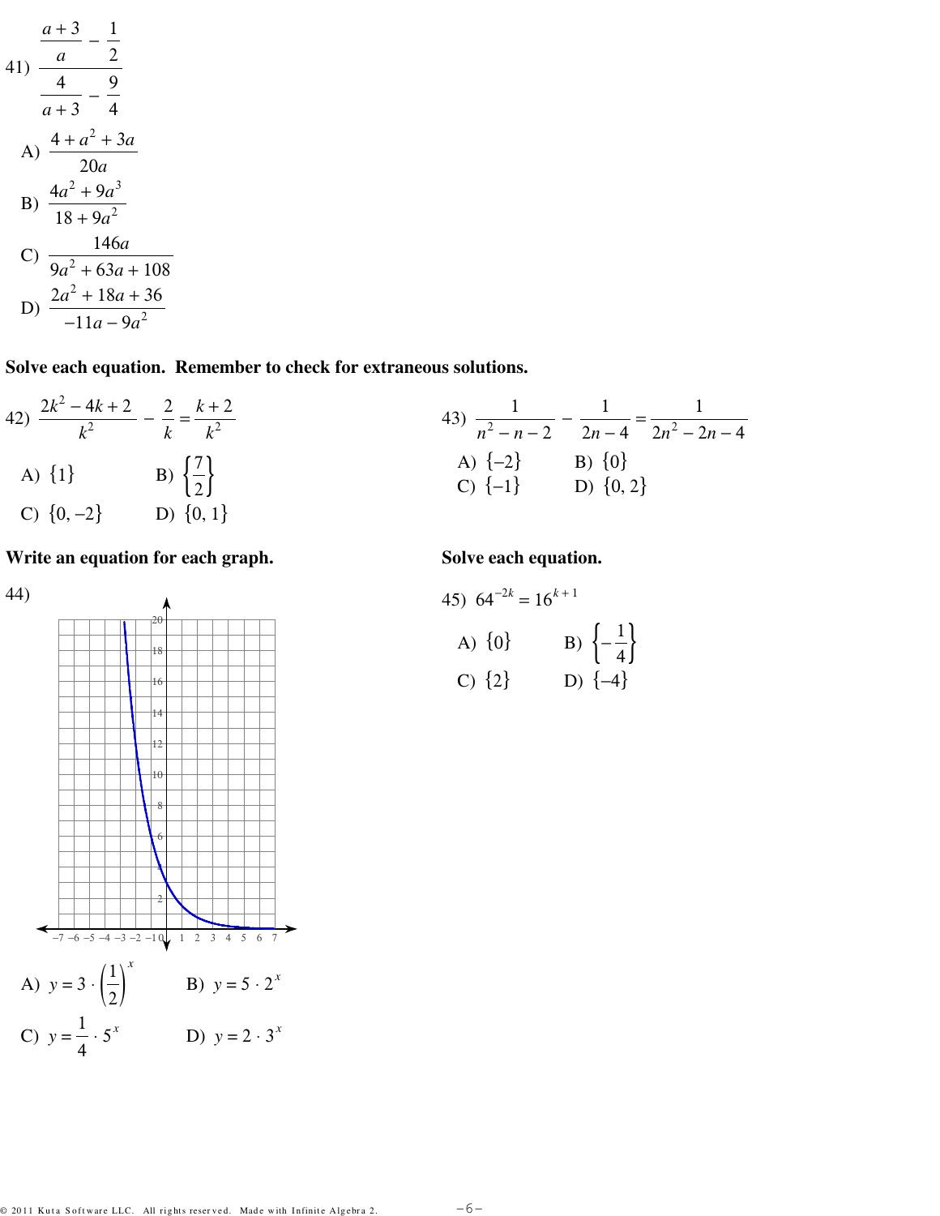41) $\dfrac{\dfrac{a+3}{a} - \dfrac{1}{2}}{\dfrac{4}{a+3} - \dfrac{9}{4}}$

A) $\dfrac{4 + a^2 + 3a}{20a}$

B) $\dfrac{4a^2 + 9a^3}{18 + 9a^2}$

C) $\dfrac{146a}{9a^2 + 63a + 108}$

D) $\dfrac{2a^2 + 18a + 36}{-11a - 9a^2}$

**Solve each equation. Remember to check for extraneous solutions.**

42) $\dfrac{2k^2 - 4k + 2}{k^2} - \dfrac{2}{k} = \dfrac{k+2}{k^2}$

A) $\{1\}$ B) $\left\{\dfrac{7}{2}\right\}$

C) $\{0, -2\}$ D) $\{0, 1\}$

43) $\dfrac{1}{n^2 - n - 2} - \dfrac{1}{2n - 4} = \dfrac{1}{2n^2 - 2n - 4}$

A) $\{-2\}$ B) $\{0\}$

C) $\{-1\}$ D) $\{0, 2\}$

**Write an equation for each graph.**

44)

A) $y = 3 \cdot \left(\dfrac{1}{2}\right)^x$ B) $y = 5 \cdot 2^x$

C) $y = \dfrac{1}{4} \cdot 5^x$ D) $y = 2 \cdot 3^x$

**Solve each equation.**

45) $64^{-2k} = 16^{k+1}$

A) $\{0\}$ B) $\left\{-\dfrac{1}{4}\right\}$

C) $\{2\}$ D) $\{-4\}$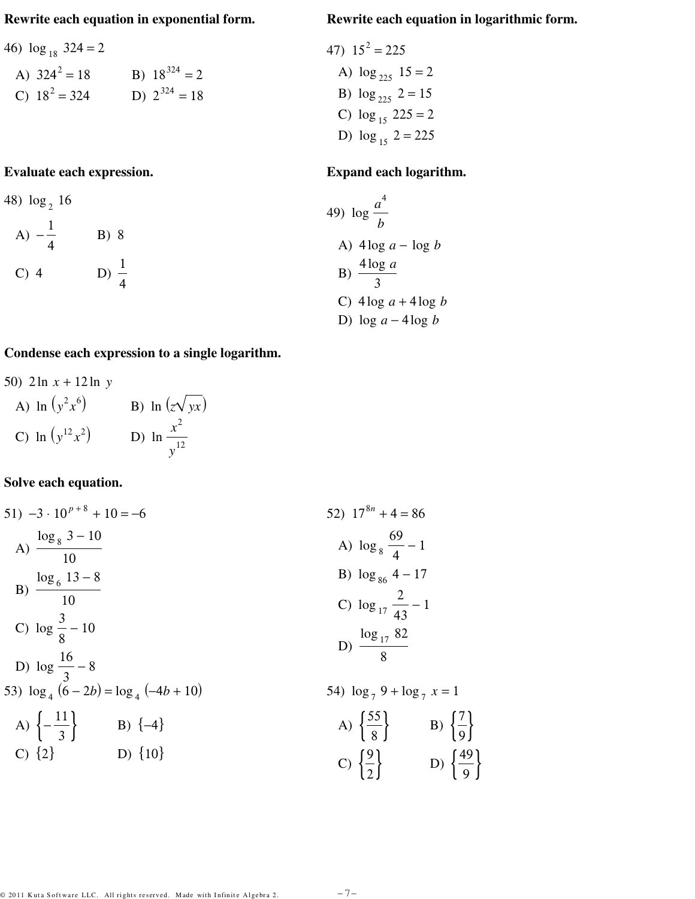**Rewrite each equation in exponential form.**

46) $\log_{18} 324 = 2$

A) $324^2 = 18$  B) $18^{324} = 2$

C) $18^2 = 324$  D) $2^{324} = 18$

**Rewrite each equation in logarithmic form.**

47) $15^2 = 225$

A) $\log_{225} 15 = 2$

B) $\log_{225} 2 = 15$

C) $\log_{15} 225 = 2$

D) $\log_{15} 2 = 225$

**Evaluate each expression.**

48) $\log_2 16$

A) $-\frac{1}{4}$  B) $8$

C) $4$  D) $\frac{1}{4}$

**Expand each logarithm.**

49) $\log \frac{a^4}{b}$

A) $4\log a - \log b$

B) $\frac{4\log a}{3}$

C) $4\log a + 4\log b$

D) $\log a - 4\log b$

**Condense each expression to a single logarithm.**

50) $2\ln x + 12\ln y$

A) $\ln \left(y^2 x^6\right)$  B) $\ln \left(z\sqrt{yx}\right)$

C) $\ln \left(y^{12} x^2\right)$  D) $\ln \frac{x^2}{y^{12}}$

**Solve each equation.**

51) $-3 \cdot 10^{p+8} + 10 = -6$

A) $\frac{\log_8 3 - 10}{10}$

B) $\frac{\log_6 13 - 8}{10}$

C) $\log \frac{3}{8} - 10$

D) $\log \frac{16}{3} - 8$

52) $17^{8n} + 4 = 86$

A) $\log_8 \frac{69}{4} - 1$

B) $\log_{86} 4 - 17$

C) $\log_{17} \frac{2}{43} - 1$

D) $\frac{\log_{17} 82}{8}$

53) $\log_4 (6 - 2b) = \log_4 (-4b + 10)$

A) $\left\{-\frac{11}{3}\right\}$  B) $\{-4\}$

C) $\{2\}$  D) $\{10\}$

54) $\log_7 9 + \log_7 x = 1$

A) $\left\{\frac{55}{8}\right\}$  B) $\left\{\frac{7}{9}\right\}$

C) $\left\{\frac{9}{2}\right\}$  D) $\left\{\frac{49}{9}\right\}$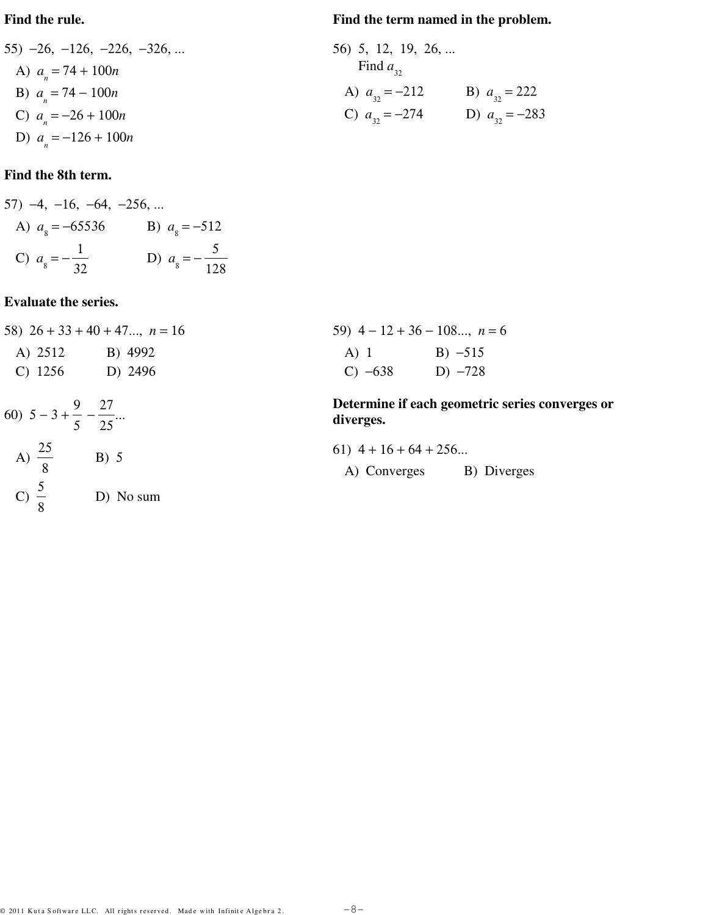**Find the rule.**

55) $-26, -126, -226, -326, ...$

A) $a_n = 74 + 100n$

B) $a_n = 74 - 100n$

C) $a_n = -26 + 100n$

D) $a_n = -126 + 100n$

**Find the term named in the problem.**

56) $5, 12, 19, 26, ...$
Find $a_{32}$

A) $a_{32} = -212$  B) $a_{32} = 222$

C) $a_{32} = -274$  D) $a_{32} = -283$

**Find the 8th term.**

57) $-4, -16, -64, -256, ...$

A) $a_8 = -65536$  B) $a_8 = -512$

C) $a_8 = -\frac{1}{32}$  D) $a_8 = -\frac{5}{128}$

**Evaluate the series.**

58) $26 + 33 + 40 + 47...,\ n = 16$

A) 2512  B) 4992

C) 1256  D) 2496

59) $4 - 12 + 36 - 108...,\ n = 6$

A) 1  B) $-515$

C) $-638$  D) $-728$

60) $5 - 3 + \frac{9}{5} - \frac{27}{25}...$

A) $\frac{25}{8}$  B) 5

C) $\frac{5}{8}$  D) No sum

**Determine if each geometric series converges or diverges.**

61) $4 + 16 + 64 + 256...$

A) Converges  B) Diverges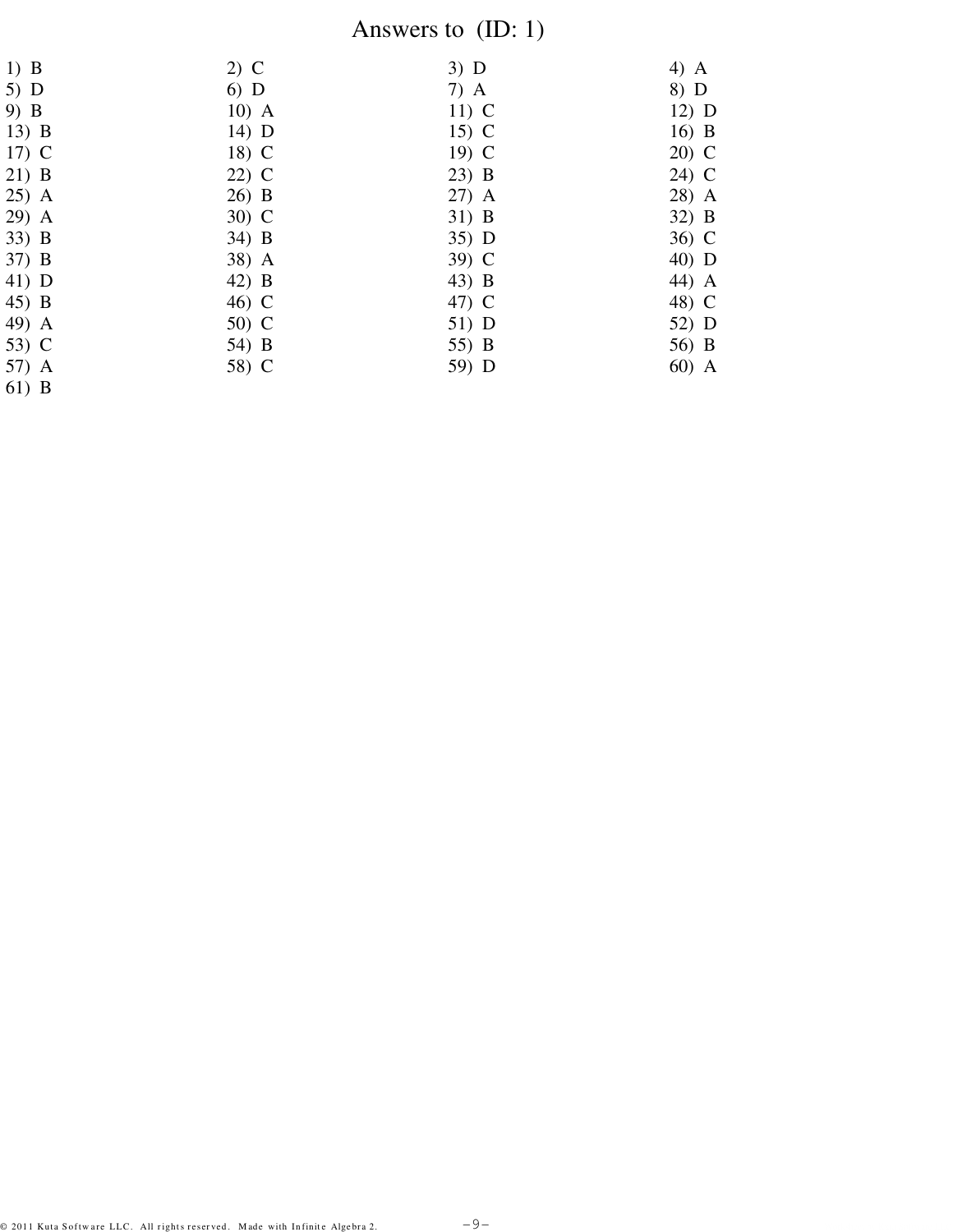# Answers to (ID: 1)

| | | | |
|---|---|---|---|
| 1) B | 2) C | 3) D | 4) A |
| 5) D | 6) D | 7) A | 8) D |
| 9) B | 10) A | 11) C | 12) D |
| 13) B | 14) D | 15) C | 16) B |
| 17) C | 18) C | 19) C | 20) C |
| 21) B | 22) C | 23) B | 24) C |
| 25) A | 26) B | 27) A | 28) A |
| 29) A | 30) C | 31) B | 32) B |
| 33) B | 34) B | 35) D | 36) C |
| 37) B | 38) A | 39) C | 40) D |
| 41) D | 42) B | 43) B | 44) A |
| 45) B | 46) C | 47) C | 48) C |
| 49) A | 50) C | 51) D | 52) D |
| 53) C | 54) B | 55) B | 56) B |
| 57) A | 58) C | 59) D | 60) A |
| 61) B | | | |

© 2011 Kuta Software LLC. All rights reserved. Made with Infinite Algebra 2.